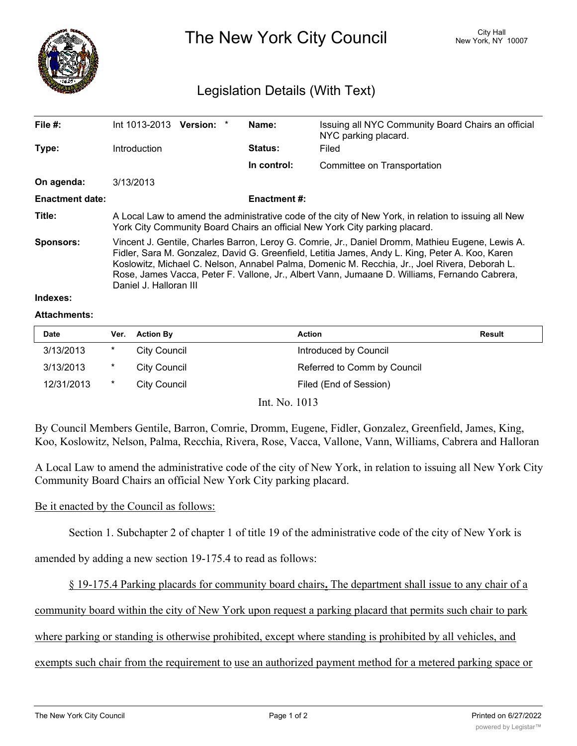# The New York City Council

City Hall
New York, NY 10007

## Legislation Details (With Text)

| | | | |
|---|---|---|---|
| **File #:** | Int 1013-2013 **Version:** * | **Name:** | Issuing all NYC Community Board Chairs an official NYC parking placard. |
| **Type:** | Introduction | **Status:** | Filed |
| | | **In control:** | Committee on Transportation |
| **On agenda:** | 3/13/2013 | | |
| **Enactment date:** | | **Enactment #:** | |

**Title:** A Local Law to amend the administrative code of the city of New York, in relation to issuing all New York City Community Board Chairs an official New York City parking placard.

**Sponsors:** Vincent J. Gentile, Charles Barron, Leroy G. Comrie, Jr., Daniel Dromm, Mathieu Eugene, Lewis A. Fidler, Sara M. Gonzalez, David G. Greenfield, Letitia James, Andy L. King, Peter A. Koo, Karen Koslowitz, Michael C. Nelson, Annabel Palma, Domenic M. Recchia, Jr., Joel Rivera, Deborah L. Rose, James Vacca, Peter F. Vallone, Jr., Albert Vann, Jumaane D. Williams, Fernando Cabrera, Daniel J. Halloran III

**Indexes:**

**Attachments:**

| Date | Ver. | Action By | Action | Result |
|---|---|---|---|---|
| 3/13/2013 | * | City Council | Introduced by Council | |
| 3/13/2013 | * | City Council | Referred to Comm by Council | |
| 12/31/2013 | * | City Council | Filed (End of Session) | |

Int. No. 1013

By Council Members Gentile, Barron, Comrie, Dromm, Eugene, Fidler, Gonzalez, Greenfield, James, King, Koo, Koslowitz, Nelson, Palma, Recchia, Rivera, Rose, Vacca, Vallone, Vann, Williams, Cabrera and Halloran

A Local Law to amend the administrative code of the city of New York, in relation to issuing all New York City Community Board Chairs an official New York City parking placard.

Be it enacted by the Council as follows:

Section 1. Subchapter 2 of chapter 1 of title 19 of the administrative code of the city of New York is amended by adding a new section 19-175.4 to read as follows:

§ 19-175.4 Parking placards for community board chairs**.** The department shall issue to any chair of a community board within the city of New York upon request a parking placard that permits such chair to park where parking or standing is otherwise prohibited, except where standing is prohibited by all vehicles, and exempts such chair from the requirement to use an authorized payment method for a metered parking space or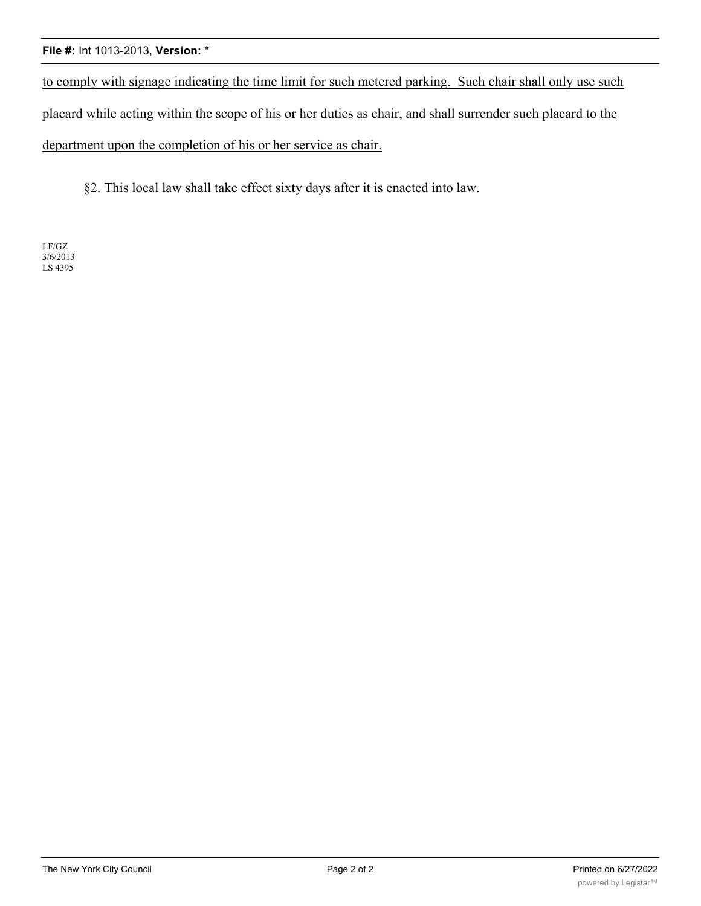to comply with signage indicating the time limit for such metered parking. Such chair shall only use such placard while acting within the scope of his or her duties as chair, and shall surrender such placard to the department upon the completion of his or her service as chair.

§2. This local law shall take effect sixty days after it is enacted into law.

LF/GZ
3/6/2013
LS 4395